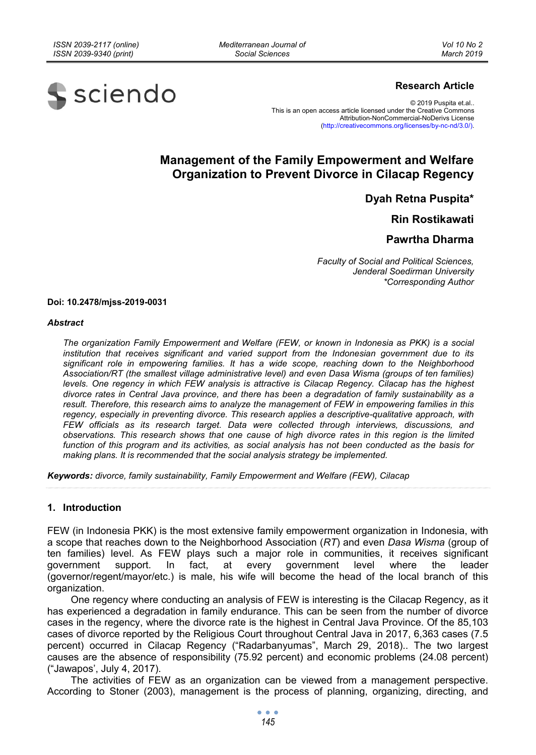**Research Article**

© 2019 Puspita et.al..
This is an open access article licensed under the Creative Commons Attribution-NonCommercial-NoDerivs License (http://creativecommons.org/licenses/by-nc-nd/3.0/).

# Management of the Family Empowerment and Welfare Organization to Prevent Divorce in Cilacap Regency

**Dyah Retna Puspita***

**Rin Rostikawati**

**Pawrtha Dharma**

*Faculty of Social and Political Sciences, Jenderal Soedirman University*
*\*Corresponding Author*

**Doi: 10.2478/mjss-2019-0031**

***Abstract***

*The organization Family Empowerment and Welfare (FEW, or known in Indonesia as PKK) is a social institution that receives significant and varied support from the Indonesian government due to its significant role in empowering families. It has a wide scope, reaching down to the Neighborhood Association/RT (the smallest village administrative level) and even Dasa Wisma (groups of ten families) levels. One regency in which FEW analysis is attractive is Cilacap Regency. Cilacap has the highest divorce rates in Central Java province, and there has been a degradation of family sustainability as a result. Therefore, this research aims to analyze the management of FEW in empowering families in this regency, especially in preventing divorce. This research applies a descriptive-qualitative approach, with FEW officials as its research target. Data were collected through interviews, discussions, and observations. This research shows that one cause of high divorce rates in this region is the limited function of this program and its activities, as social analysis has not been conducted as the basis for making plans. It is recommended that the social analysis strategy be implemented.*

**Keywords:** *divorce, family sustainability, Family Empowerment and Welfare (FEW), Cilacap*

## 1. Introduction

FEW (in Indonesia PKK) is the most extensive family empowerment organization in Indonesia, with a scope that reaches down to the Neighborhood Association (*RT*) and even *Dasa Wisma* (group of ten families) level. As FEW plays such a major role in communities, it receives significant government support. In fact, at every government level where the leader (governor/regent/mayor/etc.) is male, his wife will become the head of the local branch of this organization.

One regency where conducting an analysis of FEW is interesting is the Cilacap Regency, as it has experienced a degradation in family endurance. This can be seen from the number of divorce cases in the regency, where the divorce rate is the highest in Central Java Province. Of the 85,103 cases of divorce reported by the Religious Court throughout Central Java in 2017, 6,363 cases (7.5 percent) occurred in Cilacap Regency ("Radarbanyumas", March 29, 2018).. The two largest causes are the absence of responsibility (75.92 percent) and economic problems (24.08 percent) ("Jawapos', July 4, 2017).

The activities of FEW as an organization can be viewed from a management perspective. According to Stoner (2003), management is the process of planning, organizing, directing, and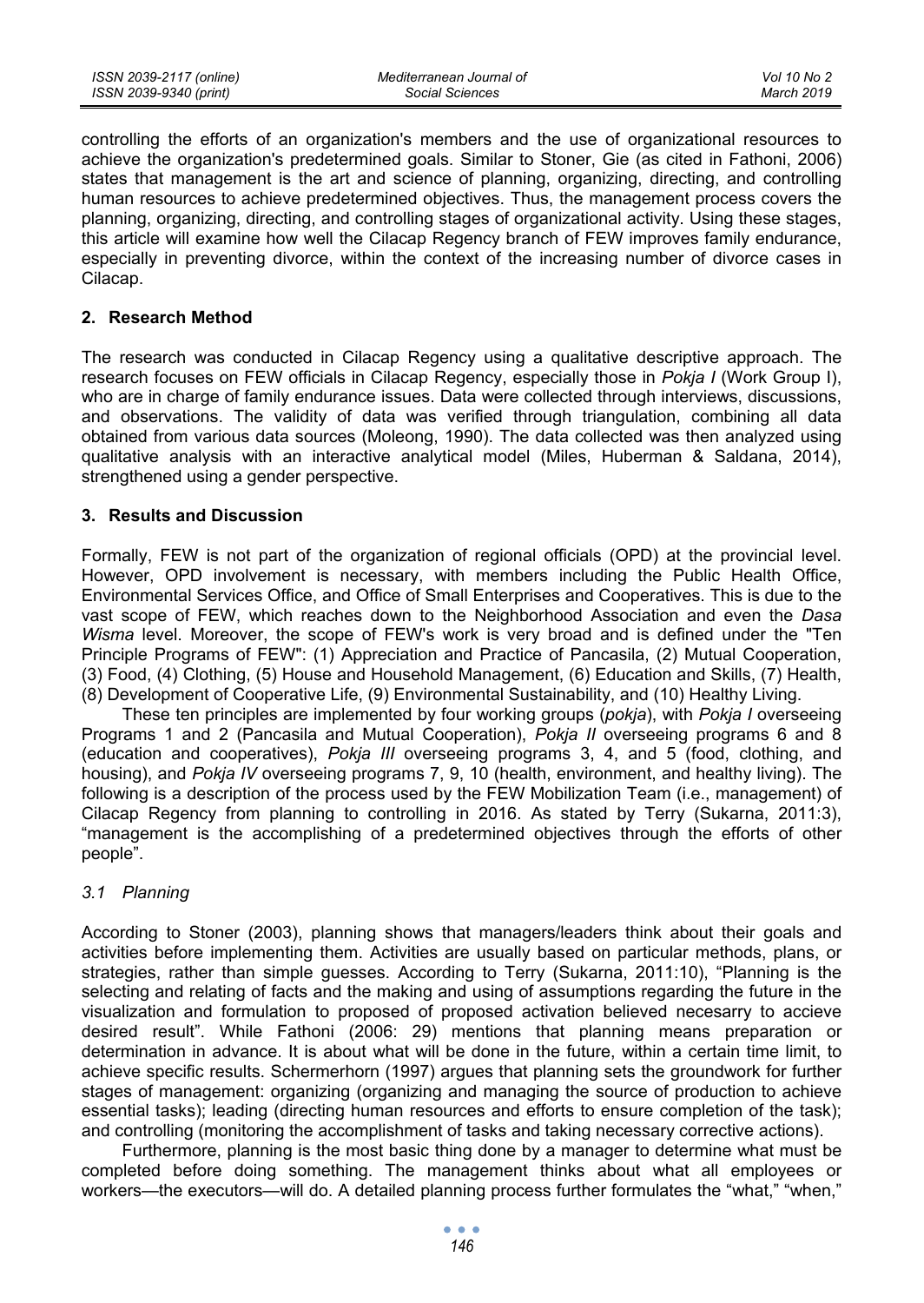controlling the efforts of an organization's members and the use of organizational resources to achieve the organization's predetermined goals. Similar to Stoner, Gie (as cited in Fathoni, 2006) states that management is the art and science of planning, organizing, directing, and controlling human resources to achieve predetermined objectives. Thus, the management process covers the planning, organizing, directing, and controlling stages of organizational activity. Using these stages, this article will examine how well the Cilacap Regency branch of FEW improves family endurance, especially in preventing divorce, within the context of the increasing number of divorce cases in Cilacap.

## 2. Research Method

The research was conducted in Cilacap Regency using a qualitative descriptive approach. The research focuses on FEW officials in Cilacap Regency, especially those in *Pokja I* (Work Group I), who are in charge of family endurance issues. Data were collected through interviews, discussions, and observations. The validity of data was verified through triangulation, combining all data obtained from various data sources (Moleong, 1990). The data collected was then analyzed using qualitative analysis with an interactive analytical model (Miles, Huberman & Saldana, 2014), strengthened using a gender perspective.

## 3. Results and Discussion

Formally, FEW is not part of the organization of regional officials (OPD) at the provincial level. However, OPD involvement is necessary, with members including the Public Health Office, Environmental Services Office, and Office of Small Enterprises and Cooperatives. This is due to the vast scope of FEW, which reaches down to the Neighborhood Association and even the *Dasa Wisma* level. Moreover, the scope of FEW's work is very broad and is defined under the "Ten Principle Programs of FEW": (1) Appreciation and Practice of Pancasila, (2) Mutual Cooperation, (3) Food, (4) Clothing, (5) House and Household Management, (6) Education and Skills, (7) Health, (8) Development of Cooperative Life, (9) Environmental Sustainability, and (10) Healthy Living.

These ten principles are implemented by four working groups (*pokja*), with *Pokja I* overseeing Programs 1 and 2 (Pancasila and Mutual Cooperation), *Pokja II* overseeing programs 6 and 8 (education and cooperatives), *Pokja III* overseeing programs 3, 4, and 5 (food, clothing, and housing), and *Pokja IV* overseeing programs 7, 9, 10 (health, environment, and healthy living). The following is a description of the process used by the FEW Mobilization Team (i.e., management) of Cilacap Regency from planning to controlling in 2016. As stated by Terry (Sukarna, 2011:3), "management is the accomplishing of a predetermined objectives through the efforts of other people".

### 3.1 Planning

According to Stoner (2003), planning shows that managers/leaders think about their goals and activities before implementing them. Activities are usually based on particular methods, plans, or strategies, rather than simple guesses. According to Terry (Sukarna, 2011:10), "Planning is the selecting and relating of facts and the making and using of assumptions regarding the future in the visualization and formulation to proposed of proposed activation believed necesarry to accieve desired result". While Fathoni (2006: 29) mentions that planning means preparation or determination in advance. It is about what will be done in the future, within a certain time limit, to achieve specific results. Schermerhorn (1997) argues that planning sets the groundwork for further stages of management: organizing (organizing and managing the source of production to achieve essential tasks); leading (directing human resources and efforts to ensure completion of the task); and controlling (monitoring the accomplishment of tasks and taking necessary corrective actions).

Furthermore, planning is the most basic thing done by a manager to determine what must be completed before doing something. The management thinks about what all employees or workers—the executors—will do. A detailed planning process further formulates the "what," "when,"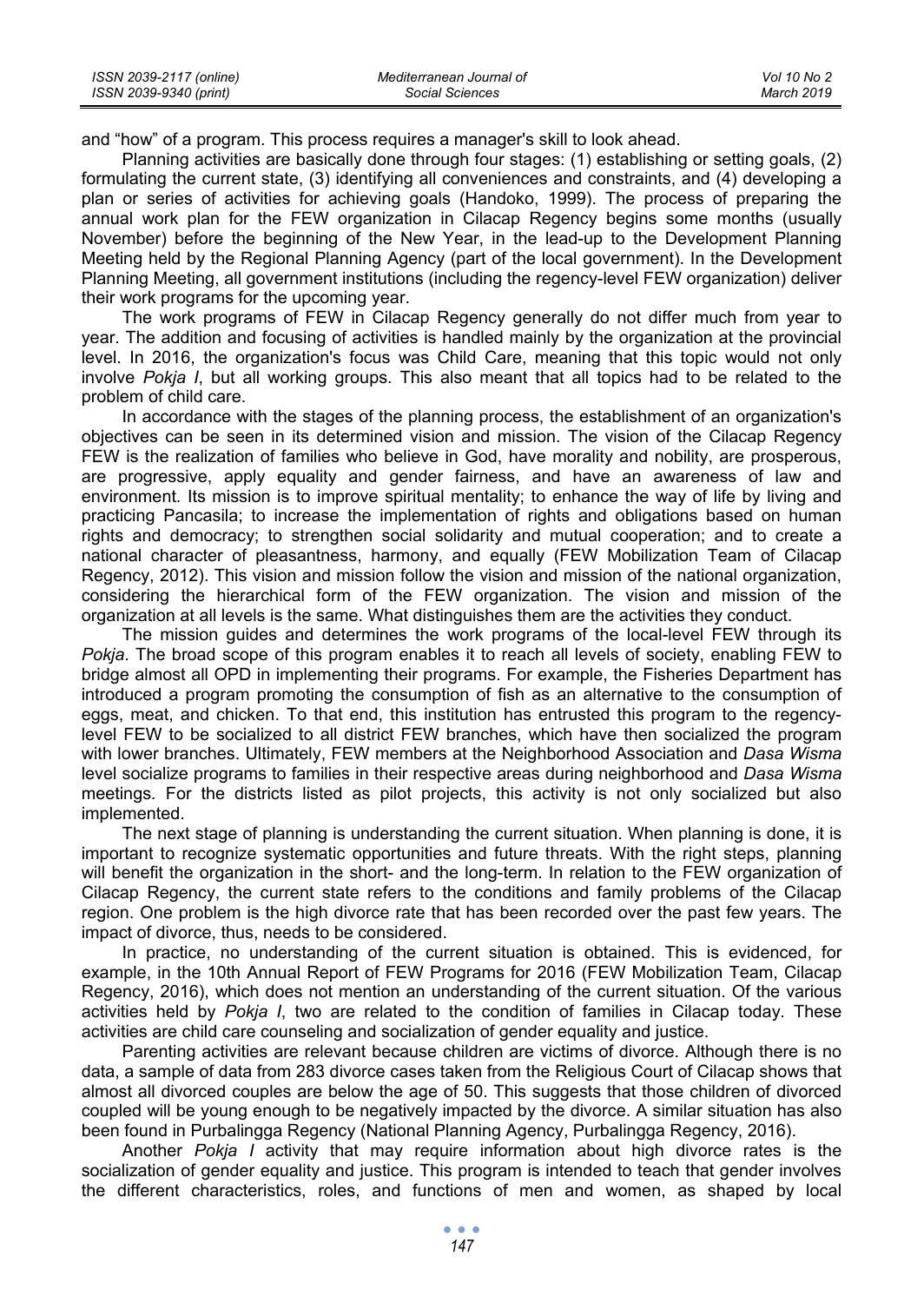and "how" of a program. This process requires a manager's skill to look ahead.

Planning activities are basically done through four stages: (1) establishing or setting goals, (2) formulating the current state, (3) identifying all conveniences and constraints, and (4) developing a plan or series of activities for achieving goals (Handoko, 1999). The process of preparing the annual work plan for the FEW organization in Cilacap Regency begins some months (usually November) before the beginning of the New Year, in the lead-up to the Development Planning Meeting held by the Regional Planning Agency (part of the local government). In the Development Planning Meeting, all government institutions (including the regency-level FEW organization) deliver their work programs for the upcoming year.

The work programs of FEW in Cilacap Regency generally do not differ much from year to year. The addition and focusing of activities is handled mainly by the organization at the provincial level. In 2016, the organization's focus was Child Care, meaning that this topic would not only involve *Pokja I*, but all working groups. This also meant that all topics had to be related to the problem of child care.

In accordance with the stages of the planning process, the establishment of an organization's objectives can be seen in its determined vision and mission. The vision of the Cilacap Regency FEW is the realization of families who believe in God, have morality and nobility, are prosperous, are progressive, apply equality and gender fairness, and have an awareness of law and environment. Its mission is to improve spiritual mentality; to enhance the way of life by living and practicing Pancasila; to increase the implementation of rights and obligations based on human rights and democracy; to strengthen social solidarity and mutual cooperation; and to create a national character of pleasantness, harmony, and equally (FEW Mobilization Team of Cilacap Regency, 2012). This vision and mission follow the vision and mission of the national organization, considering the hierarchical form of the FEW organization. The vision and mission of the organization at all levels is the same. What distinguishes them are the activities they conduct.

The mission guides and determines the work programs of the local-level FEW through its *Pokja*. The broad scope of this program enables it to reach all levels of society, enabling FEW to bridge almost all OPD in implementing their programs. For example, the Fisheries Department has introduced a program promoting the consumption of fish as an alternative to the consumption of eggs, meat, and chicken. To that end, this institution has entrusted this program to the regency-level FEW to be socialized to all district FEW branches, which have then socialized the program with lower branches. Ultimately, FEW members at the Neighborhood Association and *Dasa Wisma* level socialize programs to families in their respective areas during neighborhood and *Dasa Wisma* meetings. For the districts listed as pilot projects, this activity is not only socialized but also implemented.

The next stage of planning is understanding the current situation. When planning is done, it is important to recognize systematic opportunities and future threats. With the right steps, planning will benefit the organization in the short- and the long-term. In relation to the FEW organization of Cilacap Regency, the current state refers to the conditions and family problems of the Cilacap region. One problem is the high divorce rate that has been recorded over the past few years. The impact of divorce, thus, needs to be considered.

In practice, no understanding of the current situation is obtained. This is evidenced, for example, in the 10th Annual Report of FEW Programs for 2016 (FEW Mobilization Team, Cilacap Regency, 2016), which does not mention an understanding of the current situation. Of the various activities held by *Pokja I*, two are related to the condition of families in Cilacap today. These activities are child care counseling and socialization of gender equality and justice.

Parenting activities are relevant because children are victims of divorce. Although there is no data, a sample of data from 283 divorce cases taken from the Religious Court of Cilacap shows that almost all divorced couples are below the age of 50. This suggests that those children of divorced coupled will be young enough to be negatively impacted by the divorce. A similar situation has also been found in Purbalingga Regency (National Planning Agency, Purbalingga Regency, 2016).

Another *Pokja I* activity that may require information about high divorce rates is the socialization of gender equality and justice. This program is intended to teach that gender involves the different characteristics, roles, and functions of men and women, as shaped by local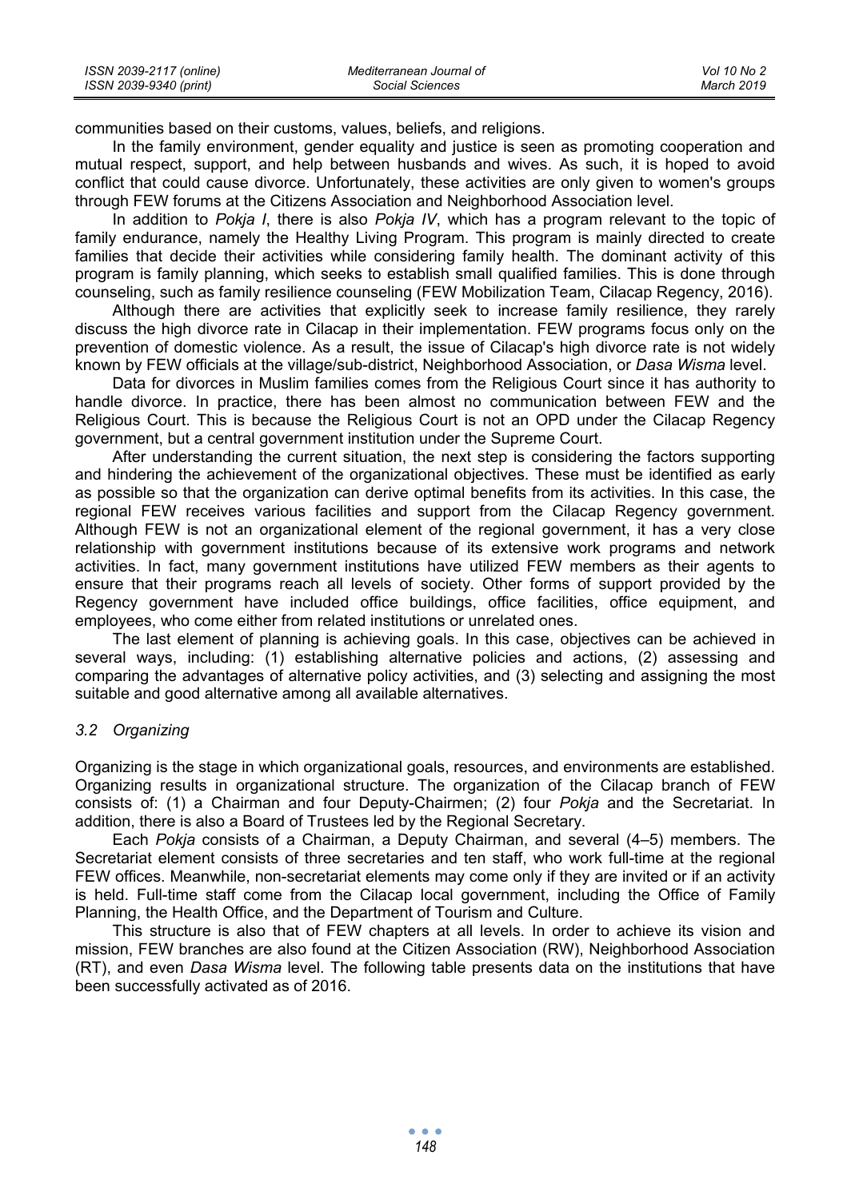communities based on their customs, values, beliefs, and religions.

In the family environment, gender equality and justice is seen as promoting cooperation and mutual respect, support, and help between husbands and wives. As such, it is hoped to avoid conflict that could cause divorce. Unfortunately, these activities are only given to women's groups through FEW forums at the Citizens Association and Neighborhood Association level.

In addition to *Pokja I*, there is also *Pokja IV*, which has a program relevant to the topic of family endurance, namely the Healthy Living Program. This program is mainly directed to create families that decide their activities while considering family health. The dominant activity of this program is family planning, which seeks to establish small qualified families. This is done through counseling, such as family resilience counseling (FEW Mobilization Team, Cilacap Regency, 2016).

Although there are activities that explicitly seek to increase family resilience, they rarely discuss the high divorce rate in Cilacap in their implementation. FEW programs focus only on the prevention of domestic violence. As a result, the issue of Cilacap's high divorce rate is not widely known by FEW officials at the village/sub-district, Neighborhood Association, or *Dasa Wisma* level.

Data for divorces in Muslim families comes from the Religious Court since it has authority to handle divorce. In practice, there has been almost no communication between FEW and the Religious Court. This is because the Religious Court is not an OPD under the Cilacap Regency government, but a central government institution under the Supreme Court.

After understanding the current situation, the next step is considering the factors supporting and hindering the achievement of the organizational objectives. These must be identified as early as possible so that the organization can derive optimal benefits from its activities. In this case, the regional FEW receives various facilities and support from the Cilacap Regency government. Although FEW is not an organizational element of the regional government, it has a very close relationship with government institutions because of its extensive work programs and network activities. In fact, many government institutions have utilized FEW members as their agents to ensure that their programs reach all levels of society. Other forms of support provided by the Regency government have included office buildings, office facilities, office equipment, and employees, who come either from related institutions or unrelated ones.

The last element of planning is achieving goals. In this case, objectives can be achieved in several ways, including: (1) establishing alternative policies and actions, (2) assessing and comparing the advantages of alternative policy activities, and (3) selecting and assigning the most suitable and good alternative among all available alternatives.

### *3.2 Organizing*

Organizing is the stage in which organizational goals, resources, and environments are established. Organizing results in organizational structure. The organization of the Cilacap branch of FEW consists of: (1) a Chairman and four Deputy-Chairmen; (2) four *Pokja* and the Secretariat. In addition, there is also a Board of Trustees led by the Regional Secretary.

Each *Pokja* consists of a Chairman, a Deputy Chairman, and several (4–5) members. The Secretariat element consists of three secretaries and ten staff, who work full-time at the regional FEW offices. Meanwhile, non-secretariat elements may come only if they are invited or if an activity is held. Full-time staff come from the Cilacap local government, including the Office of Family Planning, the Health Office, and the Department of Tourism and Culture.

This structure is also that of FEW chapters at all levels. In order to achieve its vision and mission, FEW branches are also found at the Citizen Association (RW), Neighborhood Association (RT), and even *Dasa Wisma* level. The following table presents data on the institutions that have been successfully activated as of 2016.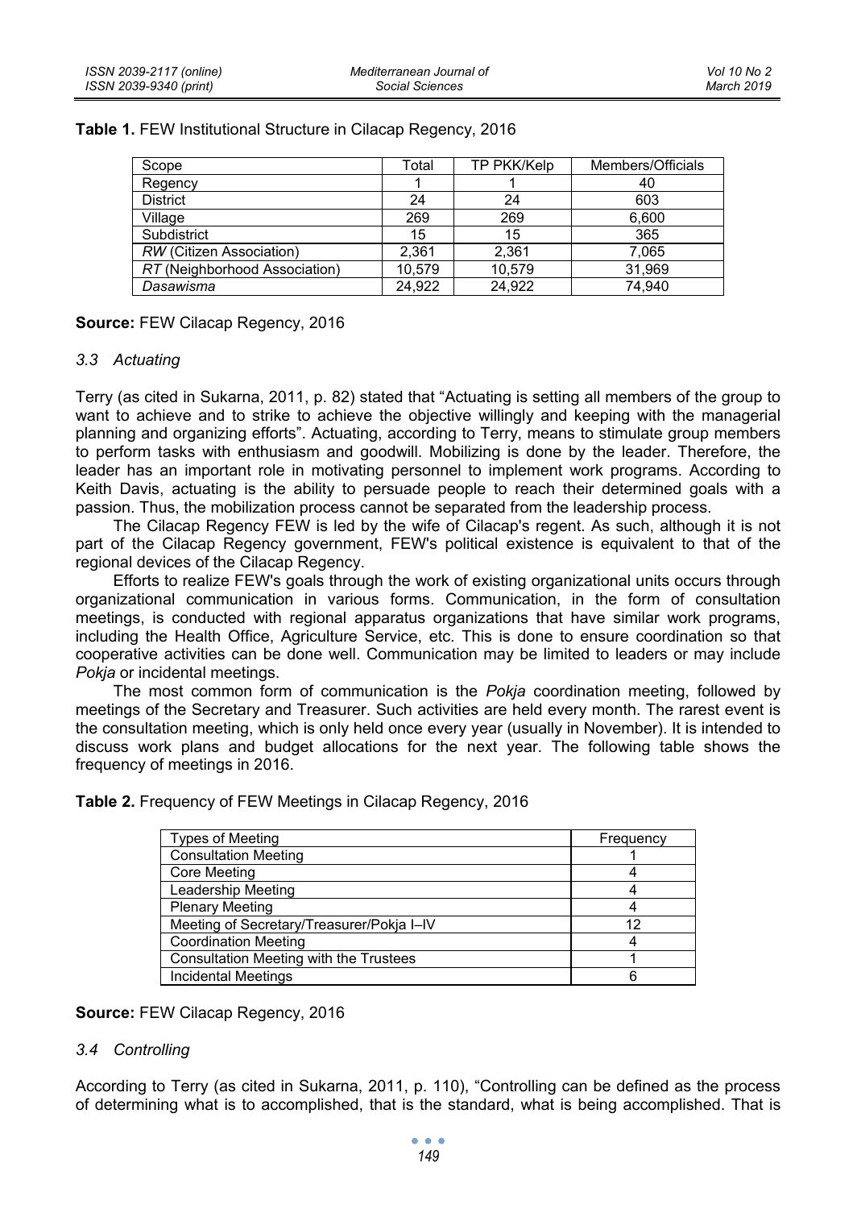**Table 1.** FEW Institutional Structure in Cilacap Regency, 2016

| Scope | Total | TP PKK/Kelp | Members/Officials |
|---|---|---|---|
| Regency | 1 | 1 | 40 |
| District | 24 | 24 | 603 |
| Village | 269 | 269 | 6,600 |
| Subdistrict | 15 | 15 | 365 |
| *RW* (Citizen Association) | 2,361 | 2,361 | 7,065 |
| *RT* (Neighborhood Association) | 10,579 | 10,579 | 31,969 |
| *Dasawisma* | 24,922 | 24,922 | 74,940 |

**Source:** FEW Cilacap Regency, 2016

### *3.3 Actuating*

Terry (as cited in Sukarna, 2011, p. 82) stated that "Actuating is setting all members of the group to want to achieve and to strike to achieve the objective willingly and keeping with the managerial planning and organizing efforts". Actuating, according to Terry, means to stimulate group members to perform tasks with enthusiasm and goodwill. Mobilizing is done by the leader. Therefore, the leader has an important role in motivating personnel to implement work programs. According to Keith Davis, actuating is the ability to persuade people to reach their determined goals with a passion. Thus, the mobilization process cannot be separated from the leadership process.

The Cilacap Regency FEW is led by the wife of Cilacap's regent. As such, although it is not part of the Cilacap Regency government, FEW's political existence is equivalent to that of the regional devices of the Cilacap Regency.

Efforts to realize FEW's goals through the work of existing organizational units occurs through organizational communication in various forms. Communication, in the form of consultation meetings, is conducted with regional apparatus organizations that have similar work programs, including the Health Office, Agriculture Service, etc. This is done to ensure coordination so that cooperative activities can be done well. Communication may be limited to leaders or may include *Pokja* or incidental meetings.

The most common form of communication is the *Pokja* coordination meeting, followed by meetings of the Secretary and Treasurer. Such activities are held every month. The rarest event is the consultation meeting, which is only held once every year (usually in November). It is intended to discuss work plans and budget allocations for the next year. The following table shows the frequency of meetings in 2016.

**Table 2.** Frequency of FEW Meetings in Cilacap Regency, 2016

| Types of Meeting | Frequency |
|---|---|
| Consultation Meeting | 1 |
| Core Meeting | 4 |
| Leadership Meeting | 4 |
| Plenary Meeting | 4 |
| Meeting of Secretary/Treasurer/Pokja I–IV | 12 |
| Coordination Meeting | 4 |
| Consultation Meeting with the Trustees | 1 |
| Incidental Meetings | 6 |

**Source:** FEW Cilacap Regency, 2016

### *3.4 Controlling*

According to Terry (as cited in Sukarna, 2011, p. 110), "Controlling can be defined as the process of determining what is to accomplished, that is the standard, what is being accomplished. That is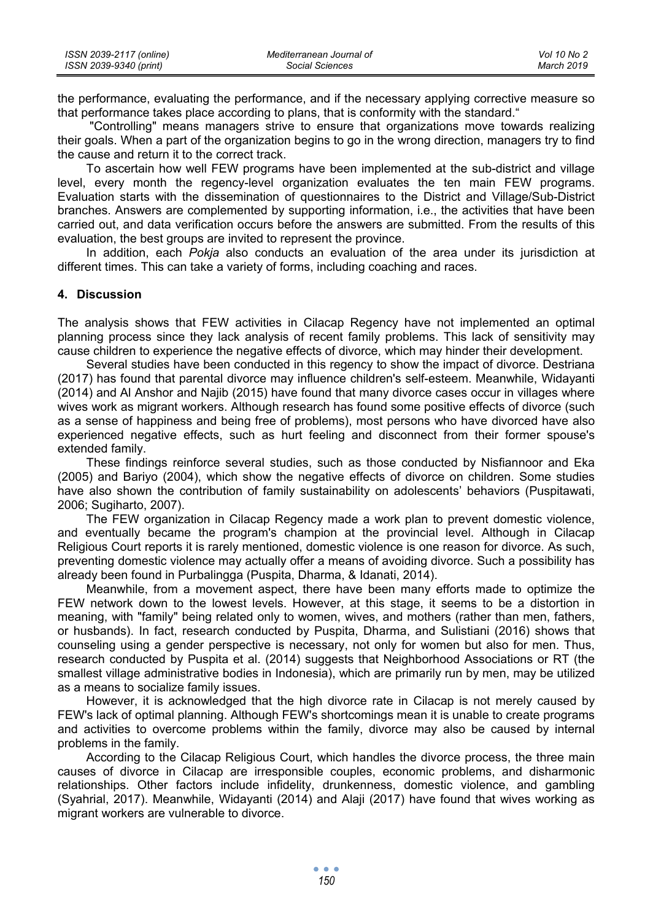the performance, evaluating the performance, and if the necessary applying corrective measure so that performance takes place according to plans, that is conformity with the standard."

"Controlling" means managers strive to ensure that organizations move towards realizing their goals. When a part of the organization begins to go in the wrong direction, managers try to find the cause and return it to the correct track.

To ascertain how well FEW programs have been implemented at the sub-district and village level, every month the regency-level organization evaluates the ten main FEW programs. Evaluation starts with the dissemination of questionnaires to the District and Village/Sub-District branches. Answers are complemented by supporting information, i.e., the activities that have been carried out, and data verification occurs before the answers are submitted. From the results of this evaluation, the best groups are invited to represent the province.

In addition, each *Pokja* also conducts an evaluation of the area under its jurisdiction at different times. This can take a variety of forms, including coaching and races.

## 4. Discussion

The analysis shows that FEW activities in Cilacap Regency have not implemented an optimal planning process since they lack analysis of recent family problems. This lack of sensitivity may cause children to experience the negative effects of divorce, which may hinder their development.

Several studies have been conducted in this regency to show the impact of divorce. Destriana (2017) has found that parental divorce may influence children's self-esteem. Meanwhile, Widayanti (2014) and Al Anshor and Najib (2015) have found that many divorce cases occur in villages where wives work as migrant workers. Although research has found some positive effects of divorce (such as a sense of happiness and being free of problems), most persons who have divorced have also experienced negative effects, such as hurt feeling and disconnect from their former spouse's extended family.

These findings reinforce several studies, such as those conducted by Nisfiannoor and Eka (2005) and Bariyo (2004), which show the negative effects of divorce on children. Some studies have also shown the contribution of family sustainability on adolescents' behaviors (Puspitawati, 2006; Sugiharto, 2007).

The FEW organization in Cilacap Regency made a work plan to prevent domestic violence, and eventually became the program's champion at the provincial level. Although in Cilacap Religious Court reports it is rarely mentioned, domestic violence is one reason for divorce. As such, preventing domestic violence may actually offer a means of avoiding divorce. Such a possibility has already been found in Purbalingga (Puspita, Dharma, & Idanati, 2014).

Meanwhile, from a movement aspect, there have been many efforts made to optimize the FEW network down to the lowest levels. However, at this stage, it seems to be a distortion in meaning, with "family" being related only to women, wives, and mothers (rather than men, fathers, or husbands). In fact, research conducted by Puspita, Dharma, and Sulistiani (2016) shows that counseling using a gender perspective is necessary, not only for women but also for men. Thus, research conducted by Puspita et al. (2014) suggests that Neighborhood Associations or RT (the smallest village administrative bodies in Indonesia), which are primarily run by men, may be utilized as a means to socialize family issues.

However, it is acknowledged that the high divorce rate in Cilacap is not merely caused by FEW's lack of optimal planning. Although FEW's shortcomings mean it is unable to create programs and activities to overcome problems within the family, divorce may also be caused by internal problems in the family.

According to the Cilacap Religious Court, which handles the divorce process, the three main causes of divorce in Cilacap are irresponsible couples, economic problems, and disharmonic relationships. Other factors include infidelity, drunkenness, domestic violence, and gambling (Syahrial, 2017). Meanwhile, Widayanti (2014) and Alaji (2017) have found that wives working as migrant workers are vulnerable to divorce.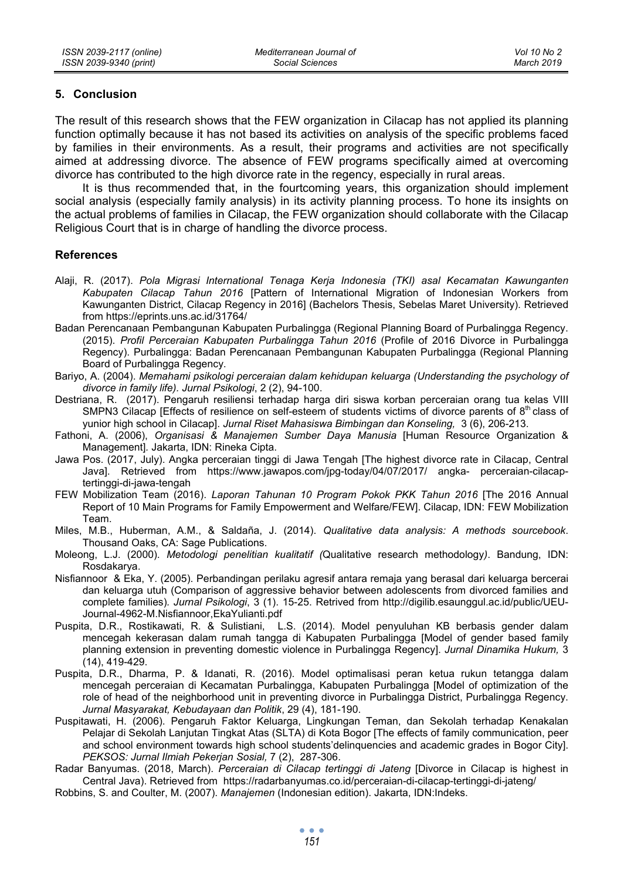## 5. Conclusion

The result of this research shows that the FEW organization in Cilacap has not applied its planning function optimally because it has not based its activities on analysis of the specific problems faced by families in their environments. As a result, their programs and activities are not specifically aimed at addressing divorce. The absence of FEW programs specifically aimed at overcoming divorce has contributed to the high divorce rate in the regency, especially in rural areas.

It is thus recommended that, in the fourtcoming years, this organization should implement social analysis (especially family analysis) in its activity planning process. To hone its insights on the actual problems of families in Cilacap, the FEW organization should collaborate with the Cilacap Religious Court that is in charge of handling the divorce process.

### References

Alaji, R. (2017). *Pola Migrasi International Tenaga Kerja Indonesia (TKI) asal Kecamatan Kawunganten Kabupaten Cilacap Tahun 2016* [Pattern of International Migration of Indonesian Workers from Kawunganten District, Cilacap Regency in 2016] (Bachelors Thesis, Sebelas Maret University). Retrieved from https://eprints.uns.ac.id/31764/

Badan Perencanaan Pembangunan Kabupaten Purbalingga (Regional Planning Board of Purbalingga Regency. (2015). *Profil Perceraian Kabupaten Purbalingga Tahun 2016* (Profile of 2016 Divorce in Purbalingga Regency). Purbalingga: Badan Perencanaan Pembangunan Kabupaten Purbalingga (Regional Planning Board of Purbalingga Regency.

Bariyo, A. (2004). *Memahami psikologi perceraian dalam kehidupan keluarga (Understanding the psychology of divorce in family life). Jurnal Psikologi*, 2 (2), 94-100.

Destriana, R. (2017). Pengaruh resiliensi terhadap harga diri siswa korban perceraian orang tua kelas VIII SMPN3 Cilacap [Effects of resilience on self-esteem of students victims of divorce parents of 8th class of yunior high school in Cilacap]. *Jurnal Riset Mahasiswa Bimbingan dan Konseling,* 3 (6), 206-213.

Fathoni, A. (2006), *Organisasi & Manajemen Sumber Daya Manusia* [Human Resource Organization & Management]. Jakarta, IDN: Rineka Cipta.

Jawa Pos. (2017, July). Angka perceraian tinggi di Jawa Tengah [The highest divorce rate in Cilacap, Central Java]. Retrieved from https://www.jawapos.com/jpg-today/04/07/2017/ angka- perceraian-cilacap-tertinggi-di-jawa-tengah

FEW Mobilization Team (2016). *Laporan Tahunan 10 Program Pokok PKK Tahun 2016* [The 2016 Annual Report of 10 Main Programs for Family Empowerment and Welfare/FEW]. Cilacap, IDN: FEW Mobilization Team.

Miles, M.B., Huberman, A.M., & Saldaña, J. (2014). *Qualitative data analysis: A methods sourcebook*. Thousand Oaks, CA: Sage Publications.

Moleong, L.J. (2000). *Metodologi penelitian kualitatif (*Qualitative research methodology*)*. Bandung, IDN: Rosdakarya.

Nisfiannoor & Eka, Y. (2005). Perbandingan perilaku agresif antara remaja yang berasal dari keluarga bercerai dan keluarga utuh (Comparison of aggressive behavior between adolescents from divorced families and complete families)*. Jurnal Psikologi*, 3 (1). 15-25. Retrived from http://digilib.esaunggul.ac.id/public/UEU-Journal-4962-M.Nisfiannoor,EkaYulianti.pdf

Puspita, D.R., Rostikawati, R. & Sulistiani, L.S. (2014). Model penyuluhan KB berbasis gender dalam mencegah kekerasan dalam rumah tangga di Kabupaten Purbalingga [Model of gender based family planning extension in preventing domestic violence in Purbalingga Regency]. *Jurnal Dinamika Hukum,* 3 (14), 419-429.

Puspita, D.R., Dharma, P. & Idanati, R. (2016). Model optimalisasi peran ketua rukun tetangga dalam mencegah perceraian di Kecamatan Purbalingga, Kabupaten Purbalingga [Model of optimization of the role of head of the neighborhood unit in preventing divorce in Purbalingga District, Purbalingga Regency. *Jurnal Masyarakat, Kebudayaan dan Politik*, 29 (4), 181-190.

Puspitawati, H. (2006). Pengaruh Faktor Keluarga, Lingkungan Teman, dan Sekolah terhadap Kenakalan Pelajar di Sekolah Lanjutan Tingkat Atas (SLTA) di Kota Bogor [The effects of family communication, peer and school environment towards high school students'delinquencies and academic grades in Bogor City]. *PEKSOS: Jurnal Ilmiah Pekerjan Sosial,* 7 (2), 287-306.

Radar Banyumas. (2018, March). *Perceraian di Cilacap tertinggi di Jateng* [Divorce in Cilacap is highest in Central Java). Retrieved from https://radarbanyumas.co.id/perceraian-di-cilacap-tertinggi-di-jateng/

Robbins, S. and Coulter, M. (2007). *Manajemen* (Indonesian edition). Jakarta, IDN:Indeks.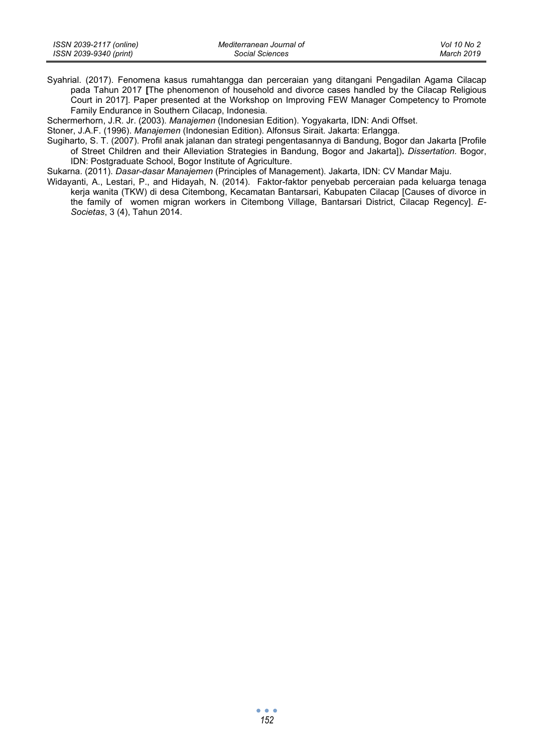Syahrial. (2017). Fenomena kasus rumahtangga dan perceraian yang ditangani Pengadilan Agama Cilacap pada Tahun 2017 **[**The phenomenon of household and divorce cases handled by the Cilacap Religious Court in 2017]. Paper presented at the Workshop on Improving FEW Manager Competency to Promote Family Endurance in Southern Cilacap, Indonesia.

Schermerhorn, J.R. Jr. (2003). *Manajemen* (Indonesian Edition). Yogyakarta, IDN: Andi Offset.

Stoner, J.A.F. (1996). *Manajemen* (Indonesian Edition). Alfonsus Sirait. Jakarta: Erlangga.

Sugiharto, S. T. (2007). Profil anak jalanan dan strategi pengentasannya di Bandung, Bogor dan Jakarta [Profile of Street Children and their Alleviation Strategies in Bandung, Bogor and Jakarta])**.** *Dissertation.* Bogor, IDN: Postgraduate School, Bogor Institute of Agriculture.

Sukarna. (2011). *Dasar-dasar Manajemen* (Principles of Management). Jakarta, IDN: CV Mandar Maju.

Widayanti, A., Lestari, P., and Hidayah, N. (2014). Faktor-faktor penyebab perceraian pada keluarga tenaga kerja wanita (TKW) di desa Citembong, Kecamatan Bantarsari, Kabupaten Cilacap [Causes of divorce in the family of women migran workers in Citembong Village, Bantarsari District, Cilacap Regency]. *E-Societas*, 3 (4), Tahun 2014.